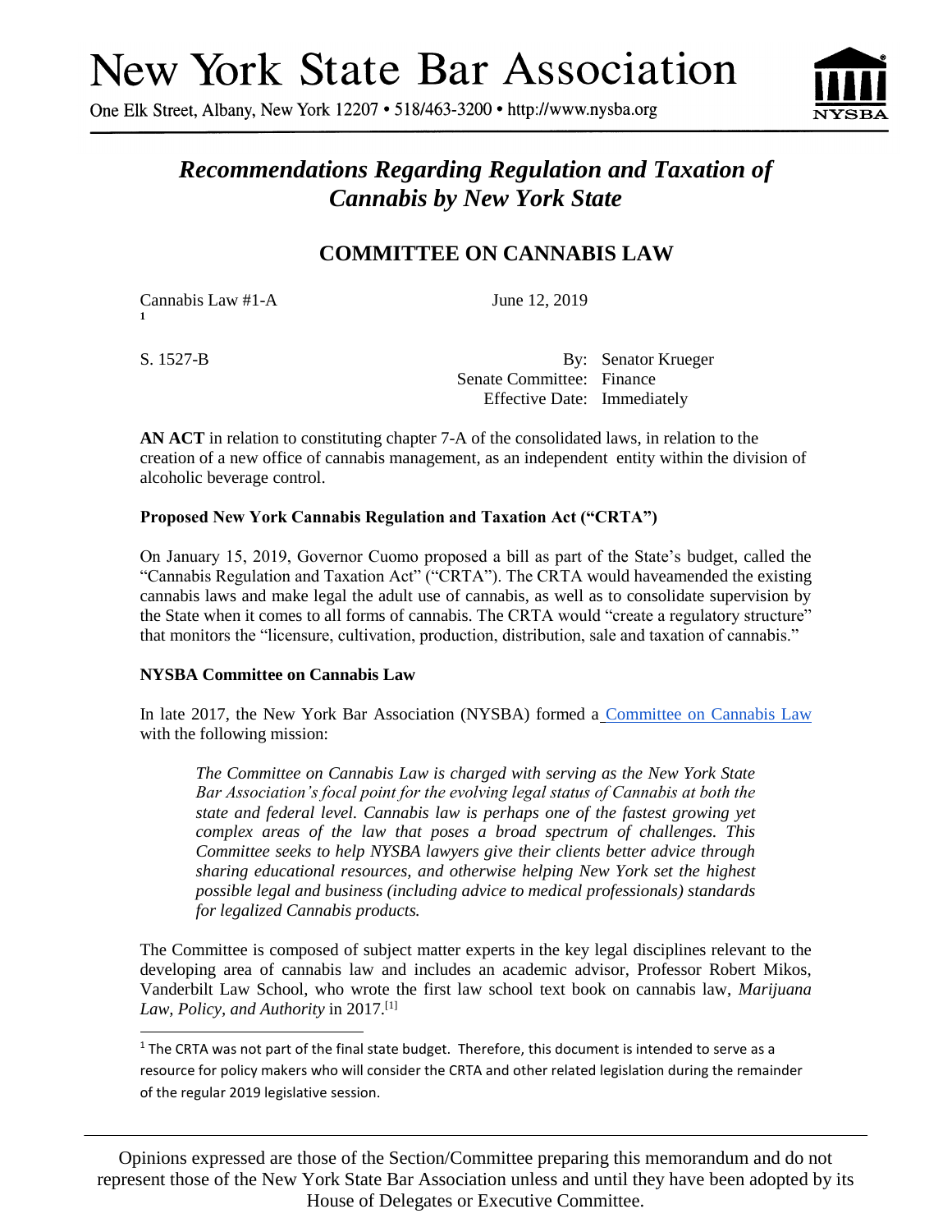# New York State Bar Association

One Elk Street, Albany, New York 12207 • 518/463-3200 • http://www.nysba.org

## *Recommendations Regarding Regulation and Taxation of Cannabis by New York State*

## COMMITTEE ON CANNABIS LAW

Cannabis Law #1-A [1]  June 12, 2019

S. 1527-B  By: Senator Krueger
Senate Committee: Finance
Effective Date: Immediately

**AN ACT** in relation to constituting chapter 7-A of the consolidated laws, in relation to the creation of a new office of cannabis management, as an independent entity within the division of alcoholic beverage control.

**Proposed New York Cannabis Regulation and Taxation Act ("CRTA")**

On January 15, 2019, Governor Cuomo proposed a bill as part of the State's budget, called the "Cannabis Regulation and Taxation Act" ("CRTA"). The CRTA would haveamended the existing cannabis laws and make legal the adult use of cannabis, as well as to consolidate supervision by the State when it comes to all forms of cannabis. The CRTA would "create a regulatory structure" that monitors the "licensure, cultivation, production, distribution, sale and taxation of cannabis."

**NYSBA Committee on Cannabis Law**

In late 2017, the New York Bar Association (NYSBA) formed a Committee on Cannabis Law with the following mission:

> *The Committee on Cannabis Law is charged with serving as the New York State Bar Association's focal point for the evolving legal status of Cannabis at both the state and federal level. Cannabis law is perhaps one of the fastest growing yet complex areas of the law that poses a broad spectrum of challenges. This Committee seeks to help NYSBA lawyers give their clients better advice through sharing educational resources, and otherwise helping New York set the highest possible legal and business (including advice to medical professionals) standards for legalized Cannabis products.*

The Committee is composed of subject matter experts in the key legal disciplines relevant to the developing area of cannabis law and includes an academic advisor, Professor Robert Mikos, Vanderbilt Law School, who wrote the first law school text book on cannabis law, *Marijuana Law, Policy, and Authority* in 2017.[1]

[1] The CRTA was not part of the final state budget. Therefore, this document is intended to serve as a resource for policy makers who will consider the CRTA and other related legislation during the remainder of the regular 2019 legislative session.

Opinions expressed are those of the Section/Committee preparing this memorandum and do not represent those of the New York State Bar Association unless and until they have been adopted by its House of Delegates or Executive Committee.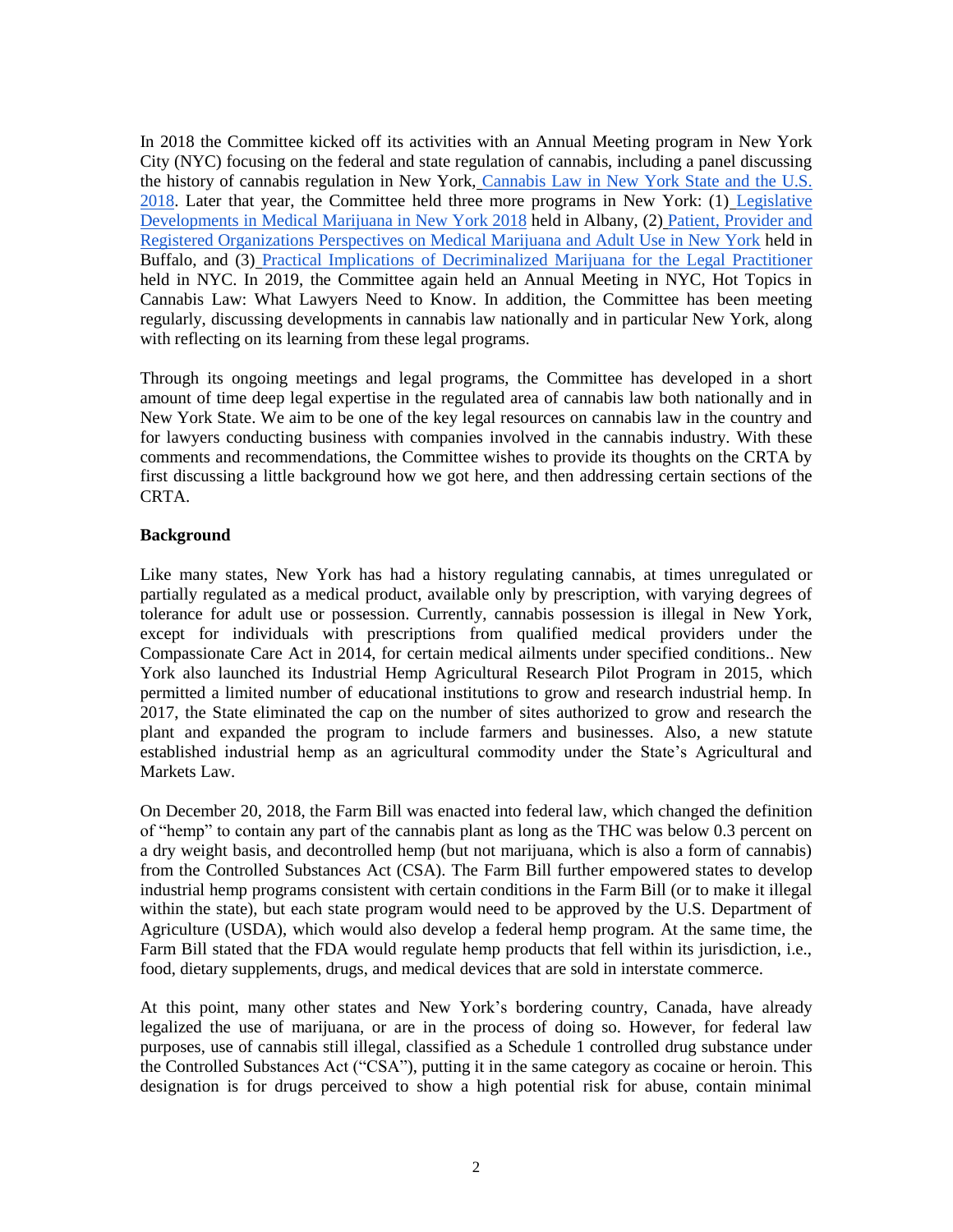In 2018 the Committee kicked off its activities with an Annual Meeting program in New York City (NYC) focusing on the federal and state regulation of cannabis, including a panel discussing the history of cannabis regulation in New York, Cannabis Law in New York State and the U.S. 2018. Later that year, the Committee held three more programs in New York: (1) Legislative Developments in Medical Marijuana in New York 2018 held in Albany, (2) Patient, Provider and Registered Organizations Perspectives on Medical Marijuana and Adult Use in New York held in Buffalo, and (3) Practical Implications of Decriminalized Marijuana for the Legal Practitioner held in NYC. In 2019, the Committee again held an Annual Meeting in NYC, Hot Topics in Cannabis Law: What Lawyers Need to Know. In addition, the Committee has been meeting regularly, discussing developments in cannabis law nationally and in particular New York, along with reflecting on its learning from these legal programs.

Through its ongoing meetings and legal programs, the Committee has developed in a short amount of time deep legal expertise in the regulated area of cannabis law both nationally and in New York State. We aim to be one of the key legal resources on cannabis law in the country and for lawyers conducting business with companies involved in the cannabis industry. With these comments and recommendations, the Committee wishes to provide its thoughts on the CRTA by first discussing a little background how we got here, and then addressing certain sections of the CRTA.

**Background**

Like many states, New York has had a history regulating cannabis, at times unregulated or partially regulated as a medical product, available only by prescription, with varying degrees of tolerance for adult use or possession. Currently, cannabis possession is illegal in New York, except for individuals with prescriptions from qualified medical providers under the Compassionate Care Act in 2014, for certain medical ailments under specified conditions.. New York also launched its Industrial Hemp Agricultural Research Pilot Program in 2015, which permitted a limited number of educational institutions to grow and research industrial hemp. In 2017, the State eliminated the cap on the number of sites authorized to grow and research the plant and expanded the program to include farmers and businesses. Also, a new statute established industrial hemp as an agricultural commodity under the State's Agricultural and Markets Law.

On December 20, 2018, the Farm Bill was enacted into federal law, which changed the definition of "hemp" to contain any part of the cannabis plant as long as the THC was below 0.3 percent on a dry weight basis, and decontrolled hemp (but not marijuana, which is also a form of cannabis) from the Controlled Substances Act (CSA). The Farm Bill further empowered states to develop industrial hemp programs consistent with certain conditions in the Farm Bill (or to make it illegal within the state), but each state program would need to be approved by the U.S. Department of Agriculture (USDA), which would also develop a federal hemp program. At the same time, the Farm Bill stated that the FDA would regulate hemp products that fell within its jurisdiction, i.e., food, dietary supplements, drugs, and medical devices that are sold in interstate commerce.

At this point, many other states and New York's bordering country, Canada, have already legalized the use of marijuana, or are in the process of doing so. However, for federal law purposes, use of cannabis still illegal, classified as a Schedule 1 controlled drug substance under the Controlled Substances Act ("CSA"), putting it in the same category as cocaine or heroin. This designation is for drugs perceived to show a high potential risk for abuse, contain minimal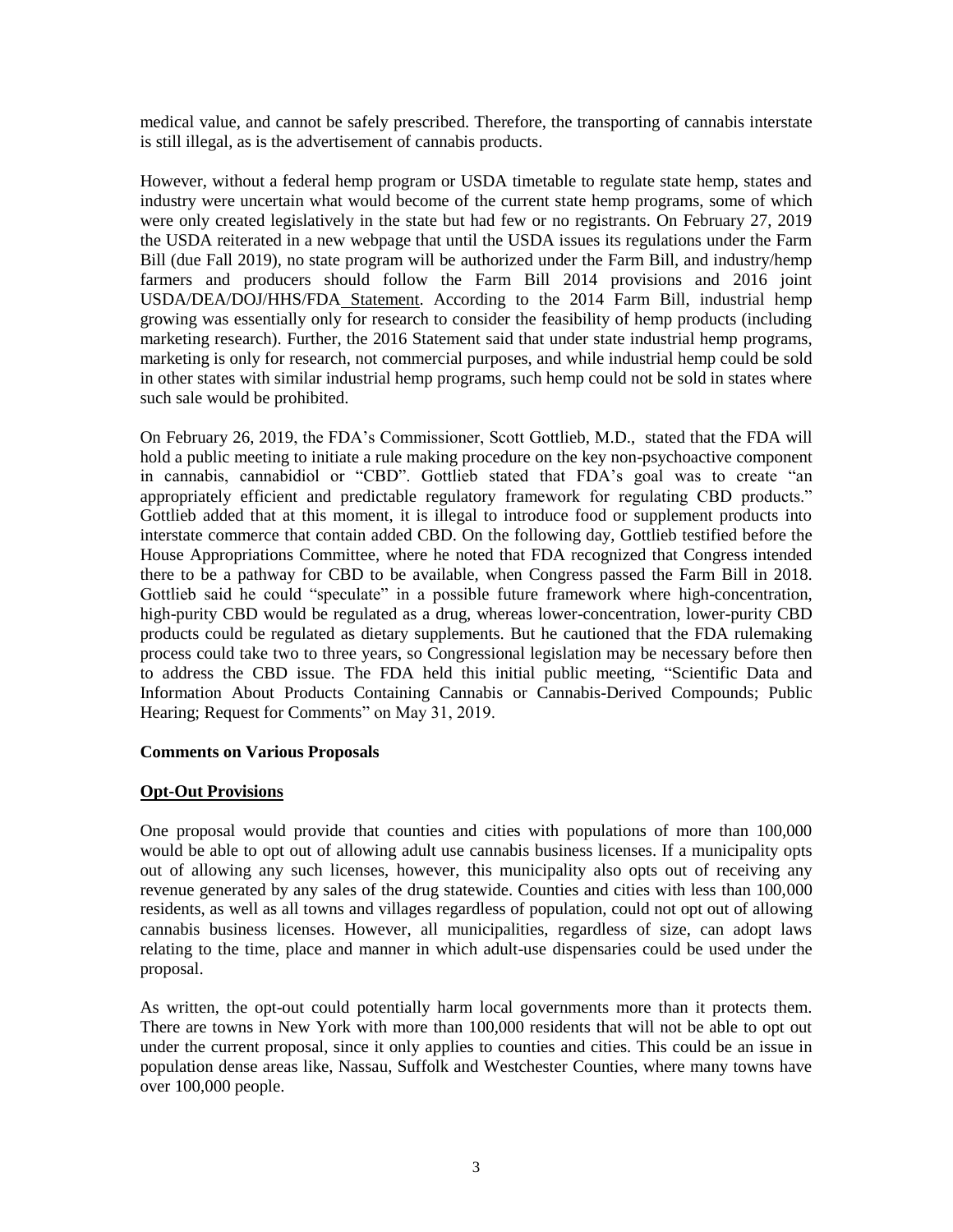medical value, and cannot be safely prescribed. Therefore, the transporting of cannabis interstate is still illegal, as is the advertisement of cannabis products.

However, without a federal hemp program or USDA timetable to regulate state hemp, states and industry were uncertain what would become of the current state hemp programs, some of which were only created legislatively in the state but had few or no registrants. On February 27, 2019 the USDA reiterated in a new webpage that until the USDA issues its regulations under the Farm Bill (due Fall 2019), no state program will be authorized under the Farm Bill, and industry/hemp farmers and producers should follow the Farm Bill 2014 provisions and 2016 joint USDA/DEA/DOJ/HHS/FDA Statement. According to the 2014 Farm Bill, industrial hemp growing was essentially only for research to consider the feasibility of hemp products (including marketing research). Further, the 2016 Statement said that under state industrial hemp programs, marketing is only for research, not commercial purposes, and while industrial hemp could be sold in other states with similar industrial hemp programs, such hemp could not be sold in states where such sale would be prohibited.

On February 26, 2019, the FDA's Commissioner, Scott Gottlieb, M.D., stated that the FDA will hold a public meeting to initiate a rule making procedure on the key non-psychoactive component in cannabis, cannabidiol or "CBD". Gottlieb stated that FDA's goal was to create "an appropriately efficient and predictable regulatory framework for regulating CBD products." Gottlieb added that at this moment, it is illegal to introduce food or supplement products into interstate commerce that contain added CBD. On the following day, Gottlieb testified before the House Appropriations Committee, where he noted that FDA recognized that Congress intended there to be a pathway for CBD to be available, when Congress passed the Farm Bill in 2018. Gottlieb said he could "speculate" in a possible future framework where high-concentration, high-purity CBD would be regulated as a drug, whereas lower-concentration, lower-purity CBD products could be regulated as dietary supplements. But he cautioned that the FDA rulemaking process could take two to three years, so Congressional legislation may be necessary before then to address the CBD issue. The FDA held this initial public meeting, "Scientific Data and Information About Products Containing Cannabis or Cannabis-Derived Compounds; Public Hearing; Request for Comments" on May 31, 2019.

**Comments on Various Proposals**

**Opt-Out Provisions**

One proposal would provide that counties and cities with populations of more than 100,000 would be able to opt out of allowing adult use cannabis business licenses. If a municipality opts out of allowing any such licenses, however, this municipality also opts out of receiving any revenue generated by any sales of the drug statewide. Counties and cities with less than 100,000 residents, as well as all towns and villages regardless of population, could not opt out of allowing cannabis business licenses. However, all municipalities, regardless of size, can adopt laws relating to the time, place and manner in which adult-use dispensaries could be used under the proposal.

As written, the opt-out could potentially harm local governments more than it protects them. There are towns in New York with more than 100,000 residents that will not be able to opt out under the current proposal, since it only applies to counties and cities. This could be an issue in population dense areas like, Nassau, Suffolk and Westchester Counties, where many towns have over 100,000 people.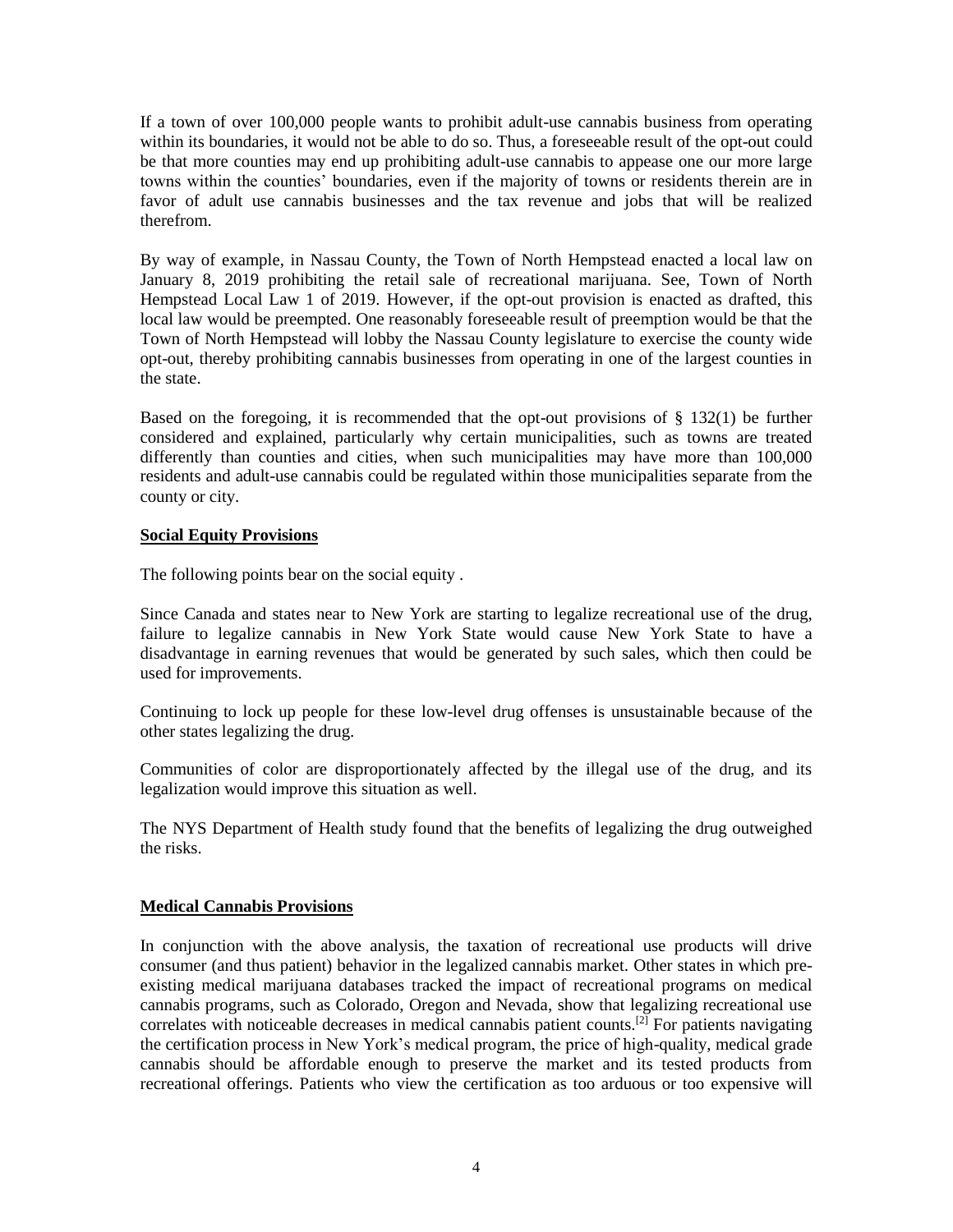If a town of over 100,000 people wants to prohibit adult-use cannabis business from operating within its boundaries, it would not be able to do so. Thus, a foreseeable result of the opt-out could be that more counties may end up prohibiting adult-use cannabis to appease one our more large towns within the counties' boundaries, even if the majority of towns or residents therein are in favor of adult use cannabis businesses and the tax revenue and jobs that will be realized therefrom.

By way of example, in Nassau County, the Town of North Hempstead enacted a local law on January 8, 2019 prohibiting the retail sale of recreational marijuana. See, Town of North Hempstead Local Law 1 of 2019. However, if the opt-out provision is enacted as drafted, this local law would be preempted. One reasonably foreseeable result of preemption would be that the Town of North Hempstead will lobby the Nassau County legislature to exercise the county wide opt-out, thereby prohibiting cannabis businesses from operating in one of the largest counties in the state.

Based on the foregoing, it is recommended that the opt-out provisions of § 132(1) be further considered and explained, particularly why certain municipalities, such as towns are treated differently than counties and cities, when such municipalities may have more than 100,000 residents and adult-use cannabis could be regulated within those municipalities separate from the county or city.

**Social Equity Provisions**

The following points bear on the social equity .

Since Canada and states near to New York are starting to legalize recreational use of the drug, failure to legalize cannabis in New York State would cause New York State to have a disadvantage in earning revenues that would be generated by such sales, which then could be used for improvements.

Continuing to lock up people for these low-level drug offenses is unsustainable because of the other states legalizing the drug.

Communities of color are disproportionately affected by the illegal use of the drug, and its legalization would improve this situation as well.

The NYS Department of Health study found that the benefits of legalizing the drug outweighed the risks.

**Medical Cannabis Provisions**

In conjunction with the above analysis, the taxation of recreational use products will drive consumer (and thus patient) behavior in the legalized cannabis market. Other states in which pre-existing medical marijuana databases tracked the impact of recreational programs on medical cannabis programs, such as Colorado, Oregon and Nevada, show that legalizing recreational use correlates with noticeable decreases in medical cannabis patient counts.[2] For patients navigating the certification process in New York's medical program, the price of high-quality, medical grade cannabis should be affordable enough to preserve the market and its tested products from recreational offerings. Patients who view the certification as too arduous or too expensive will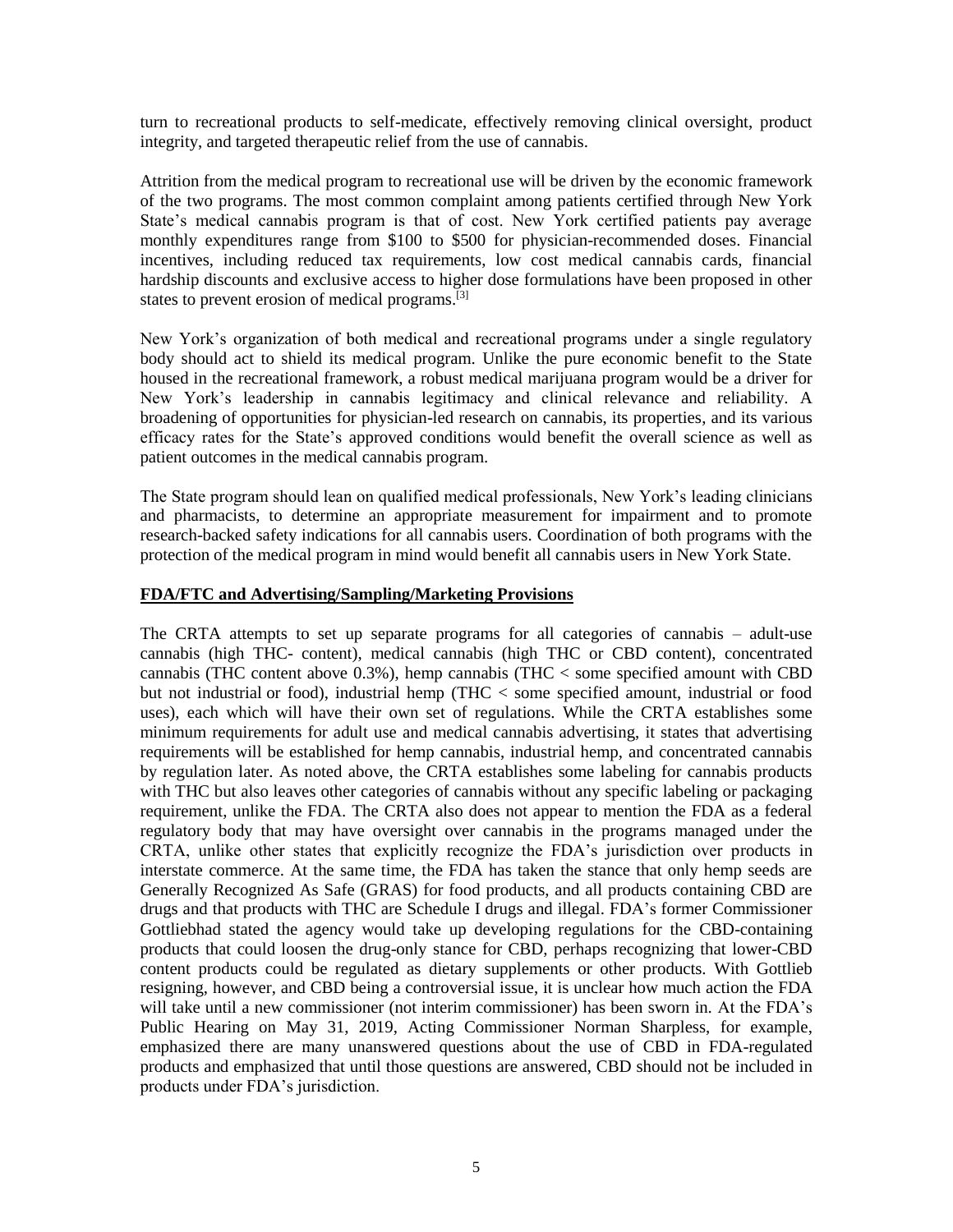turn to recreational products to self-medicate, effectively removing clinical oversight, product integrity, and targeted therapeutic relief from the use of cannabis.

Attrition from the medical program to recreational use will be driven by the economic framework of the two programs. The most common complaint among patients certified through New York State's medical cannabis program is that of cost. New York certified patients pay average monthly expenditures range from $100 to $500 for physician-recommended doses. Financial incentives, including reduced tax requirements, low cost medical cannabis cards, financial hardship discounts and exclusive access to higher dose formulations have been proposed in other states to prevent erosion of medical programs.[3]

New York's organization of both medical and recreational programs under a single regulatory body should act to shield its medical program. Unlike the pure economic benefit to the State housed in the recreational framework, a robust medical marijuana program would be a driver for New York's leadership in cannabis legitimacy and clinical relevance and reliability. A broadening of opportunities for physician-led research on cannabis, its properties, and its various efficacy rates for the State's approved conditions would benefit the overall science as well as patient outcomes in the medical cannabis program.

The State program should lean on qualified medical professionals, New York's leading clinicians and pharmacists, to determine an appropriate measurement for impairment and to promote research-backed safety indications for all cannabis users. Coordination of both programs with the protection of the medical program in mind would benefit all cannabis users in New York State.

**FDA/FTC and Advertising/Sampling/Marketing Provisions**

The CRTA attempts to set up separate programs for all categories of cannabis – adult-use cannabis (high THC- content), medical cannabis (high THC or CBD content), concentrated cannabis (THC content above 0.3%), hemp cannabis (THC < some specified amount with CBD but not industrial or food), industrial hemp (THC < some specified amount, industrial or food uses), each which will have their own set of regulations. While the CRTA establishes some minimum requirements for adult use and medical cannabis advertising, it states that advertising requirements will be established for hemp cannabis, industrial hemp, and concentrated cannabis by regulation later. As noted above, the CRTA establishes some labeling for cannabis products with THC but also leaves other categories of cannabis without any specific labeling or packaging requirement, unlike the FDA. The CRTA also does not appear to mention the FDA as a federal regulatory body that may have oversight over cannabis in the programs managed under the CRTA, unlike other states that explicitly recognize the FDA's jurisdiction over products in interstate commerce. At the same time, the FDA has taken the stance that only hemp seeds are Generally Recognized As Safe (GRAS) for food products, and all products containing CBD are drugs and that products with THC are Schedule I drugs and illegal. FDA's former Commissioner Gottliebhad stated the agency would take up developing regulations for the CBD-containing products that could loosen the drug-only stance for CBD, perhaps recognizing that lower-CBD content products could be regulated as dietary supplements or other products. With Gottlieb resigning, however, and CBD being a controversial issue, it is unclear how much action the FDA will take until a new commissioner (not interim commissioner) has been sworn in. At the FDA's Public Hearing on May 31, 2019, Acting Commissioner Norman Sharpless, for example, emphasized there are many unanswered questions about the use of CBD in FDA-regulated products and emphasized that until those questions are answered, CBD should not be included in products under FDA's jurisdiction.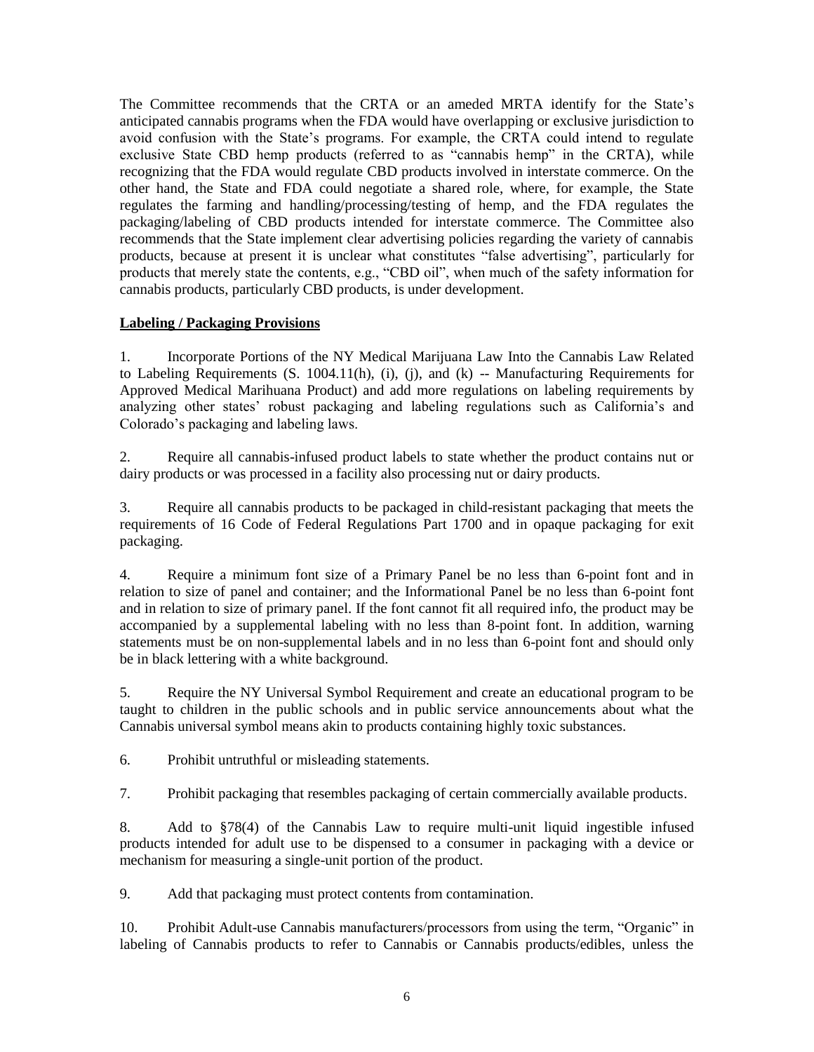The Committee recommends that the CRTA or an ameded MRTA identify for the State's anticipated cannabis programs when the FDA would have overlapping or exclusive jurisdiction to avoid confusion with the State's programs. For example, the CRTA could intend to regulate exclusive State CBD hemp products (referred to as "cannabis hemp" in the CRTA), while recognizing that the FDA would regulate CBD products involved in interstate commerce. On the other hand, the State and FDA could negotiate a shared role, where, for example, the State regulates the farming and handling/processing/testing of hemp, and the FDA regulates the packaging/labeling of CBD products intended for interstate commerce. The Committee also recommends that the State implement clear advertising policies regarding the variety of cannabis products, because at present it is unclear what constitutes "false advertising", particularly for products that merely state the contents, e.g., "CBD oil", when much of the safety information for cannabis products, particularly CBD products, is under development.

**Labeling / Packaging Provisions**

1. Incorporate Portions of the NY Medical Marijuana Law Into the Cannabis Law Related to Labeling Requirements (S. 1004.11(h), (i), (j), and (k) -- Manufacturing Requirements for Approved Medical Marihuana Product) and add more regulations on labeling requirements by analyzing other states' robust packaging and labeling regulations such as California's and Colorado's packaging and labeling laws.

2. Require all cannabis-infused product labels to state whether the product contains nut or dairy products or was processed in a facility also processing nut or dairy products.

3. Require all cannabis products to be packaged in child-resistant packaging that meets the requirements of 16 Code of Federal Regulations Part 1700 and in opaque packaging for exit packaging.

4. Require a minimum font size of a Primary Panel be no less than 6-point font and in relation to size of panel and container; and the Informational Panel be no less than 6-point font and in relation to size of primary panel. If the font cannot fit all required info, the product may be accompanied by a supplemental labeling with no less than 8-point font. In addition, warning statements must be on non-supplemental labels and in no less than 6-point font and should only be in black lettering with a white background.

5. Require the NY Universal Symbol Requirement and create an educational program to be taught to children in the public schools and in public service announcements about what the Cannabis universal symbol means akin to products containing highly toxic substances.

6. Prohibit untruthful or misleading statements.

7. Prohibit packaging that resembles packaging of certain commercially available products.

8. Add to §78(4) of the Cannabis Law to require multi-unit liquid ingestible infused products intended for adult use to be dispensed to a consumer in packaging with a device or mechanism for measuring a single-unit portion of the product.

9. Add that packaging must protect contents from contamination.

10. Prohibit Adult-use Cannabis manufacturers/processors from using the term, "Organic" in labeling of Cannabis products to refer to Cannabis or Cannabis products/edibles, unless the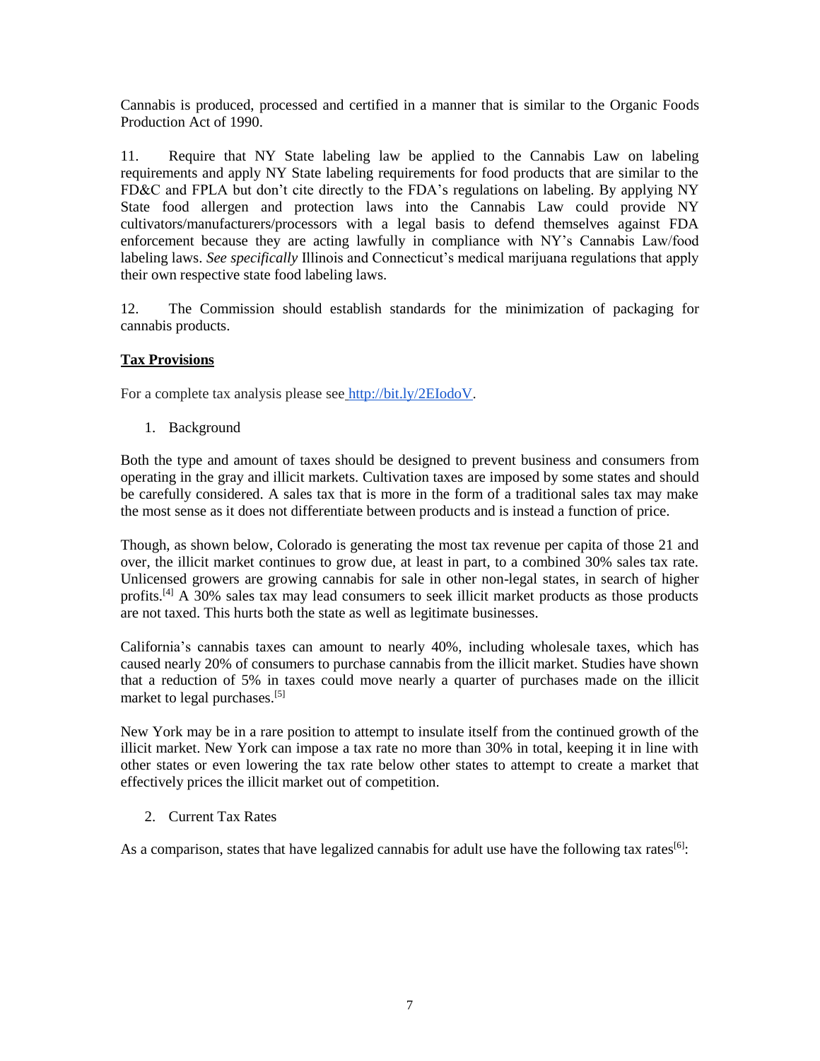Cannabis is produced, processed and certified in a manner that is similar to the Organic Foods Production Act of 1990.

11. Require that NY State labeling law be applied to the Cannabis Law on labeling requirements and apply NY State labeling requirements for food products that are similar to the FD&C and FPLA but don't cite directly to the FDA's regulations on labeling. By applying NY State food allergen and protection laws into the Cannabis Law could provide NY cultivators/manufacturers/processors with a legal basis to defend themselves against FDA enforcement because they are acting lawfully in compliance with NY's Cannabis Law/food labeling laws. *See specifically* Illinois and Connecticut's medical marijuana regulations that apply their own respective state food labeling laws.

12. The Commission should establish standards for the minimization of packaging for cannabis products.

**Tax Provisions**

For a complete tax analysis please see http://bit.ly/2EIodoV.

1. Background

Both the type and amount of taxes should be designed to prevent business and consumers from operating in the gray and illicit markets. Cultivation taxes are imposed by some states and should be carefully considered. A sales tax that is more in the form of a traditional sales tax may make the most sense as it does not differentiate between products and is instead a function of price.

Though, as shown below, Colorado is generating the most tax revenue per capita of those 21 and over, the illicit market continues to grow due, at least in part, to a combined 30% sales tax rate. Unlicensed growers are growing cannabis for sale in other non-legal states, in search of higher profits.[4] A 30% sales tax may lead consumers to seek illicit market products as those products are not taxed. This hurts both the state as well as legitimate businesses.

California's cannabis taxes can amount to nearly 40%, including wholesale taxes, which has caused nearly 20% of consumers to purchase cannabis from the illicit market. Studies have shown that a reduction of 5% in taxes could move nearly a quarter of purchases made on the illicit market to legal purchases.[5]

New York may be in a rare position to attempt to insulate itself from the continued growth of the illicit market. New York can impose a tax rate no more than 30% in total, keeping it in line with other states or even lowering the tax rate below other states to attempt to create a market that effectively prices the illicit market out of competition.

2. Current Tax Rates

As a comparison, states that have legalized cannabis for adult use have the following tax rates[6]: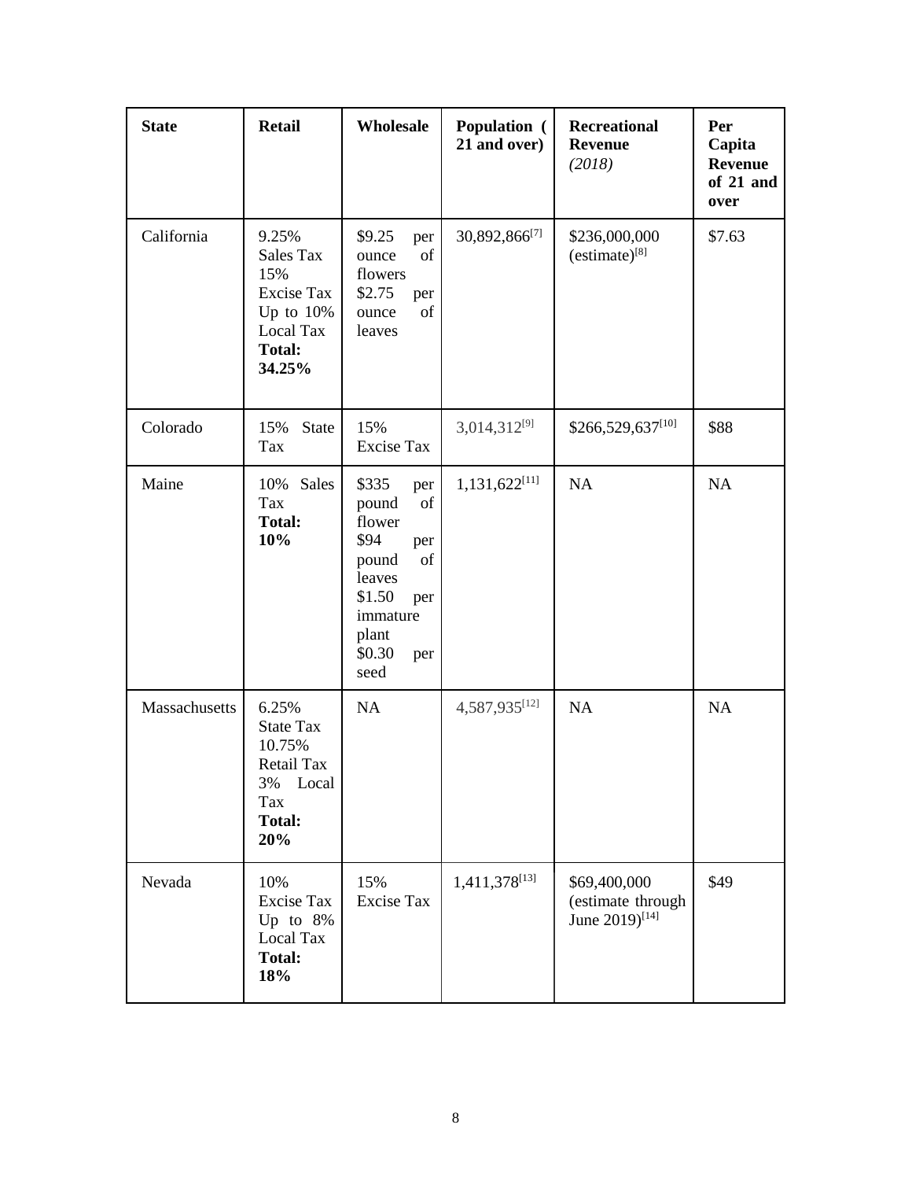| State | Retail | Wholesale | Population ( 21 and over) | Recreational Revenue *(2018)* | Per Capita Revenue of 21 and over |
|---|---|---|---|---|---|
| California | 9.25% Sales Tax 15% Excise Tax Up to 10% Local Tax **Total: 34.25%** | $9.25 per ounce of flowers $2.75 per ounce of leaves | 30,892,866[7] | $236,000,000 (estimate)[8] | $7.63 |
| Colorado | 15% State Tax | 15% Excise Tax | 3,014,312[9] | $266,529,637[10] | $88 |
| Maine | 10% Sales Tax **Total: 10%** | $335 per pound of flower $94 per pound of leaves $1.50 per immature plant $0.30 per seed | 1,131,622[11] | NA | NA |
| Massachusetts | 6.25% State Tax 10.75% Retail Tax 3% Local Tax **Total: 20%** | NA | 4,587,935[12] | NA | NA |
| Nevada | 10% Excise Tax Up to 8% Local Tax **Total: 18%** | 15% Excise Tax | 1,411,378[13] | $69,400,000 (estimate through June 2019)[14] | $49 |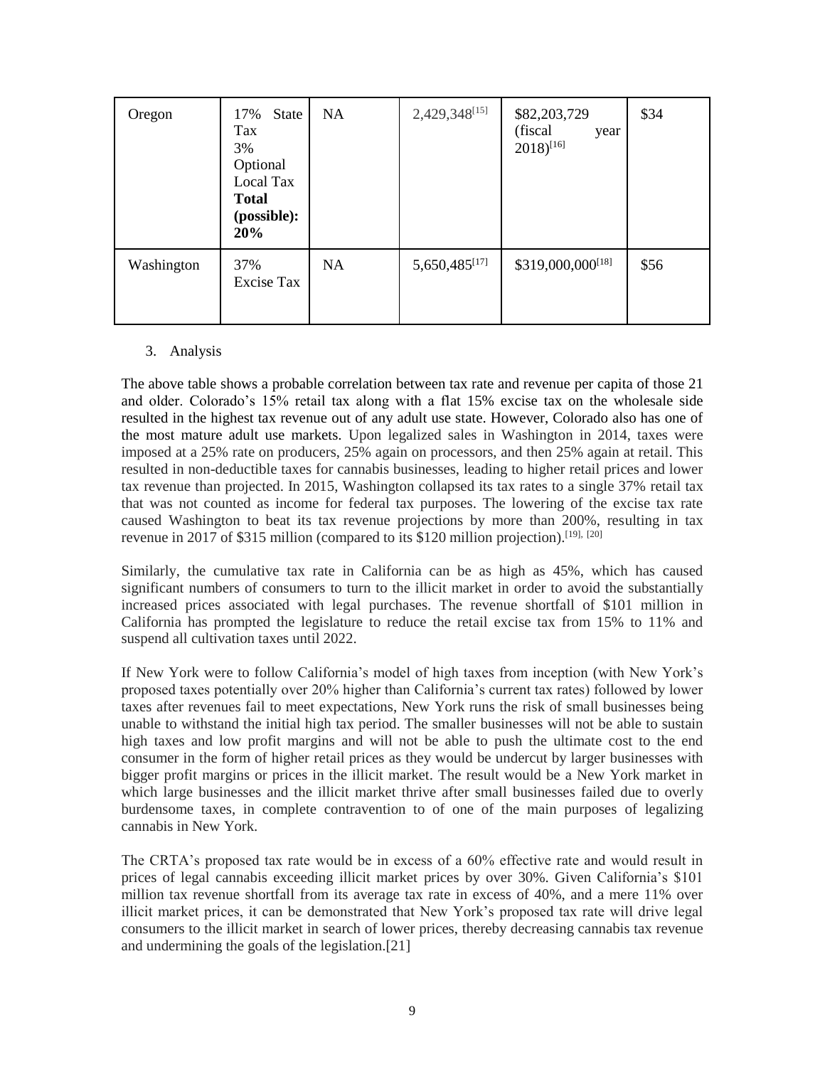| | | | | | |
|---|---|---|---|---|---|
| Oregon | 17% State Tax<br>3% Optional Local Tax<br>**Total (possible): 20%** | NA | 2,429,348[15] | $82,203,729 (fiscal year 2018)[16] | $34 |
| Washington | 37% Excise Tax | NA | 5,650,485[17] | $319,000,000[18] | $56 |

3. Analysis

The above table shows a probable correlation between tax rate and revenue per capita of those 21 and older. Colorado's 15% retail tax along with a flat 15% excise tax on the wholesale side resulted in the highest tax revenue out of any adult use state. However, Colorado also has one of the most mature adult use markets. Upon legalized sales in Washington in 2014, taxes were imposed at a 25% rate on producers, 25% again on processors, and then 25% again at retail. This resulted in non-deductible taxes for cannabis businesses, leading to higher retail prices and lower tax revenue than projected. In 2015, Washington collapsed its tax rates to a single 37% retail tax that was not counted as income for federal tax purposes. The lowering of the excise tax rate caused Washington to beat its tax revenue projections by more than 200%, resulting in tax revenue in 2017 of $315 million (compared to its $120 million projection).[19], [20]

Similarly, the cumulative tax rate in California can be as high as 45%, which has caused significant numbers of consumers to turn to the illicit market in order to avoid the substantially increased prices associated with legal purchases. The revenue shortfall of $101 million in California has prompted the legislature to reduce the retail excise tax from 15% to 11% and suspend all cultivation taxes until 2022.

If New York were to follow California's model of high taxes from inception (with New York's proposed taxes potentially over 20% higher than California's current tax rates) followed by lower taxes after revenues fail to meet expectations, New York runs the risk of small businesses being unable to withstand the initial high tax period. The smaller businesses will not be able to sustain high taxes and low profit margins and will not be able to push the ultimate cost to the end consumer in the form of higher retail prices as they would be undercut by larger businesses with bigger profit margins or prices in the illicit market. The result would be a New York market in which large businesses and the illicit market thrive after small businesses failed due to overly burdensome taxes, in complete contravention to of one of the main purposes of legalizing cannabis in New York.

The CRTA's proposed tax rate would be in excess of a 60% effective rate and would result in prices of legal cannabis exceeding illicit market prices by over 30%. Given California's $101 million tax revenue shortfall from its average tax rate in excess of 40%, and a mere 11% over illicit market prices, it can be demonstrated that New York's proposed tax rate will drive legal consumers to the illicit market in search of lower prices, thereby decreasing cannabis tax revenue and undermining the goals of the legislation.[21]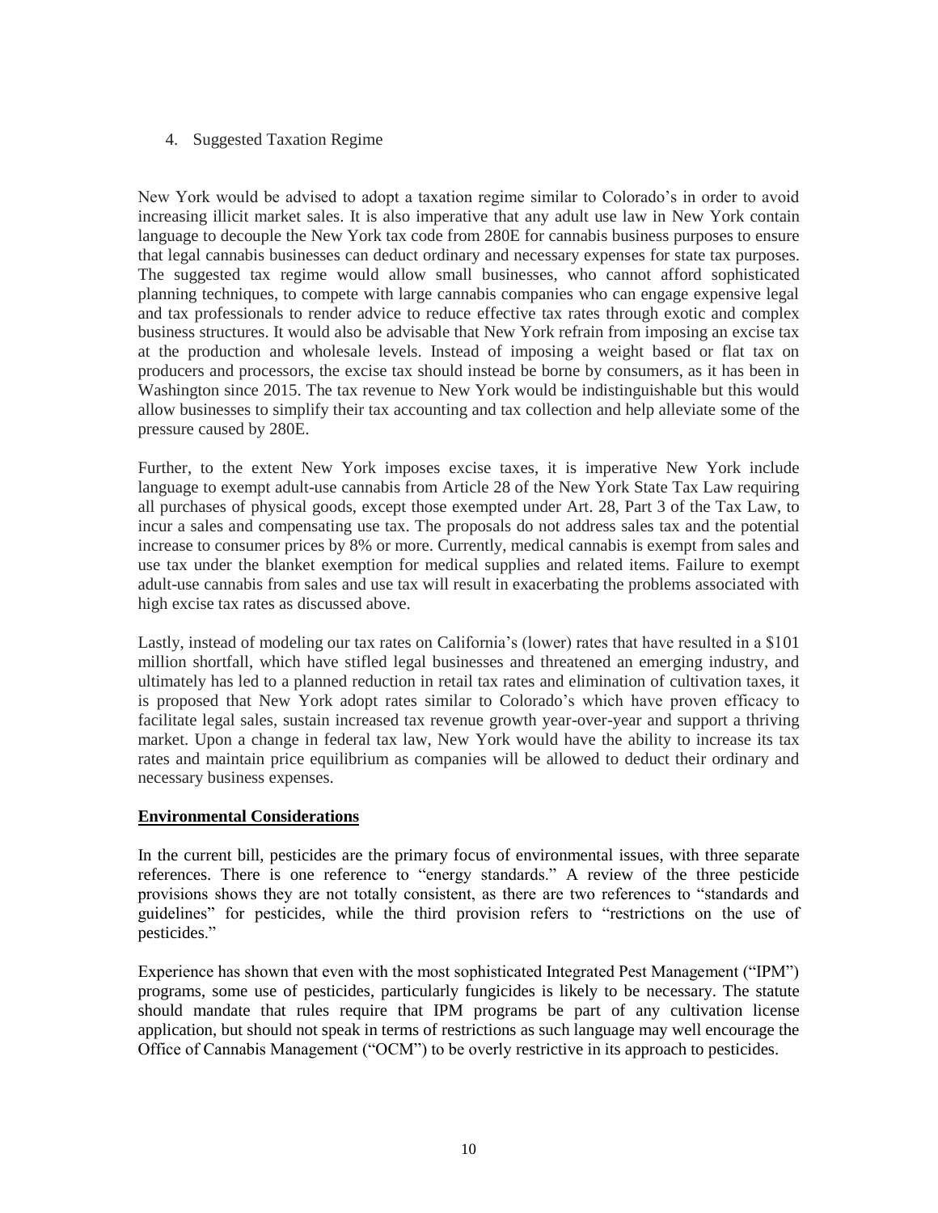4. Suggested Taxation Regime

New York would be advised to adopt a taxation regime similar to Colorado's in order to avoid increasing illicit market sales. It is also imperative that any adult use law in New York contain language to decouple the New York tax code from 280E for cannabis business purposes to ensure that legal cannabis businesses can deduct ordinary and necessary expenses for state tax purposes. The suggested tax regime would allow small businesses, who cannot afford sophisticated planning techniques, to compete with large cannabis companies who can engage expensive legal and tax professionals to render advice to reduce effective tax rates through exotic and complex business structures. It would also be advisable that New York refrain from imposing an excise tax at the production and wholesale levels. Instead of imposing a weight based or flat tax on producers and processors, the excise tax should instead be borne by consumers, as it has been in Washington since 2015. The tax revenue to New York would be indistinguishable but this would allow businesses to simplify their tax accounting and tax collection and help alleviate some of the pressure caused by 280E.

Further, to the extent New York imposes excise taxes, it is imperative New York include language to exempt adult-use cannabis from Article 28 of the New York State Tax Law requiring all purchases of physical goods, except those exempted under Art. 28, Part 3 of the Tax Law, to incur a sales and compensating use tax. The proposals do not address sales tax and the potential increase to consumer prices by 8% or more. Currently, medical cannabis is exempt from sales and use tax under the blanket exemption for medical supplies and related items. Failure to exempt adult-use cannabis from sales and use tax will result in exacerbating the problems associated with high excise tax rates as discussed above.

Lastly, instead of modeling our tax rates on California's (lower) rates that have resulted in a $101 million shortfall, which have stifled legal businesses and threatened an emerging industry, and ultimately has led to a planned reduction in retail tax rates and elimination of cultivation taxes, it is proposed that New York adopt rates similar to Colorado's which have proven efficacy to facilitate legal sales, sustain increased tax revenue growth year-over-year and support a thriving market. Upon a change in federal tax law, New York would have the ability to increase its tax rates and maintain price equilibrium as companies will be allowed to deduct their ordinary and necessary business expenses.

**Environmental Considerations**

In the current bill, pesticides are the primary focus of environmental issues, with three separate references. There is one reference to "energy standards." A review of the three pesticide provisions shows they are not totally consistent, as there are two references to "standards and guidelines" for pesticides, while the third provision refers to "restrictions on the use of pesticides."

Experience has shown that even with the most sophisticated Integrated Pest Management ("IPM") programs, some use of pesticides, particularly fungicides is likely to be necessary. The statute should mandate that rules require that IPM programs be part of any cultivation license application, but should not speak in terms of restrictions as such language may well encourage the Office of Cannabis Management ("OCM") to be overly restrictive in its approach to pesticides.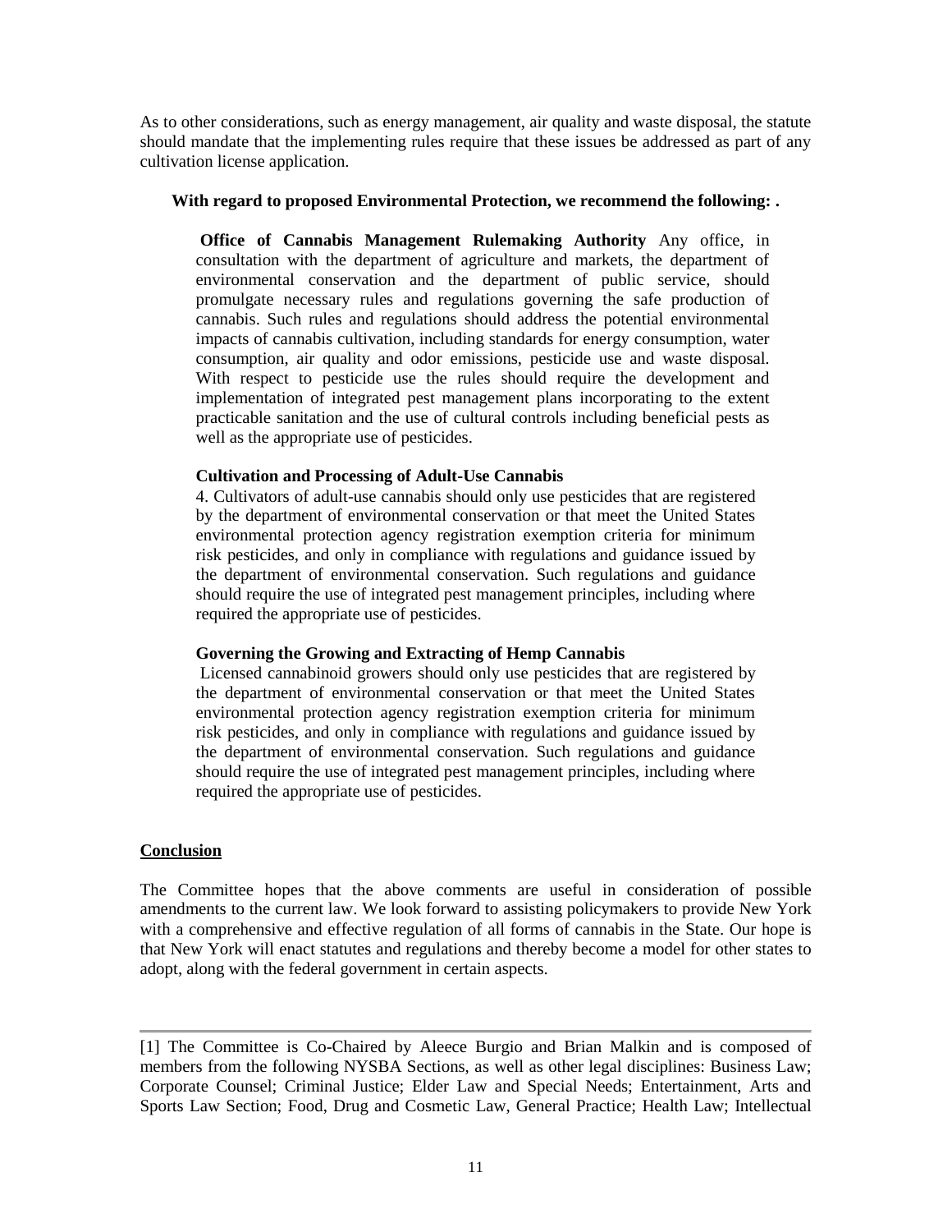As to other considerations, such as energy management, air quality and waste disposal, the statute should mandate that the implementing rules require that these issues be addressed as part of any cultivation license application.

**With regard to proposed Environmental Protection, we recommend the following: .**

> **Office of Cannabis Management Rulemaking Authority** Any office, in consultation with the department of agriculture and markets, the department of environmental conservation and the department of public service, should promulgate necessary rules and regulations governing the safe production of cannabis. Such rules and regulations should address the potential environmental impacts of cannabis cultivation, including standards for energy consumption, water consumption, air quality and odor emissions, pesticide use and waste disposal. With respect to pesticide use the rules should require the development and implementation of integrated pest management plans incorporating to the extent practicable sanitation and the use of cultural controls including beneficial pests as well as the appropriate use of pesticides.
>
> **Cultivation and Processing of Adult-Use Cannabis**
> 4. Cultivators of adult-use cannabis should only use pesticides that are registered by the department of environmental conservation or that meet the United States environmental protection agency registration exemption criteria for minimum risk pesticides, and only in compliance with regulations and guidance issued by the department of environmental conservation. Such regulations and guidance should require the use of integrated pest management principles, including where required the appropriate use of pesticides.
>
> **Governing the Growing and Extracting of Hemp Cannabis**
> Licensed cannabinoid growers should only use pesticides that are registered by the department of environmental conservation or that meet the United States environmental protection agency registration exemption criteria for minimum risk pesticides, and only in compliance with regulations and guidance issued by the department of environmental conservation. Such regulations and guidance should require the use of integrated pest management principles, including where required the appropriate use of pesticides.

## Conclusion

The Committee hopes that the above comments are useful in consideration of possible amendments to the current law. We look forward to assisting policymakers to provide New York with a comprehensive and effective regulation of all forms of cannabis in the State. Our hope is that New York will enact statutes and regulations and thereby become a model for other states to adopt, along with the federal government in certain aspects.

---

[1] The Committee is Co-Chaired by Aleece Burgio and Brian Malkin and is composed of members from the following NYSBA Sections, as well as other legal disciplines: Business Law; Corporate Counsel; Criminal Justice; Elder Law and Special Needs; Entertainment, Arts and Sports Law Section; Food, Drug and Cosmetic Law, General Practice; Health Law; Intellectual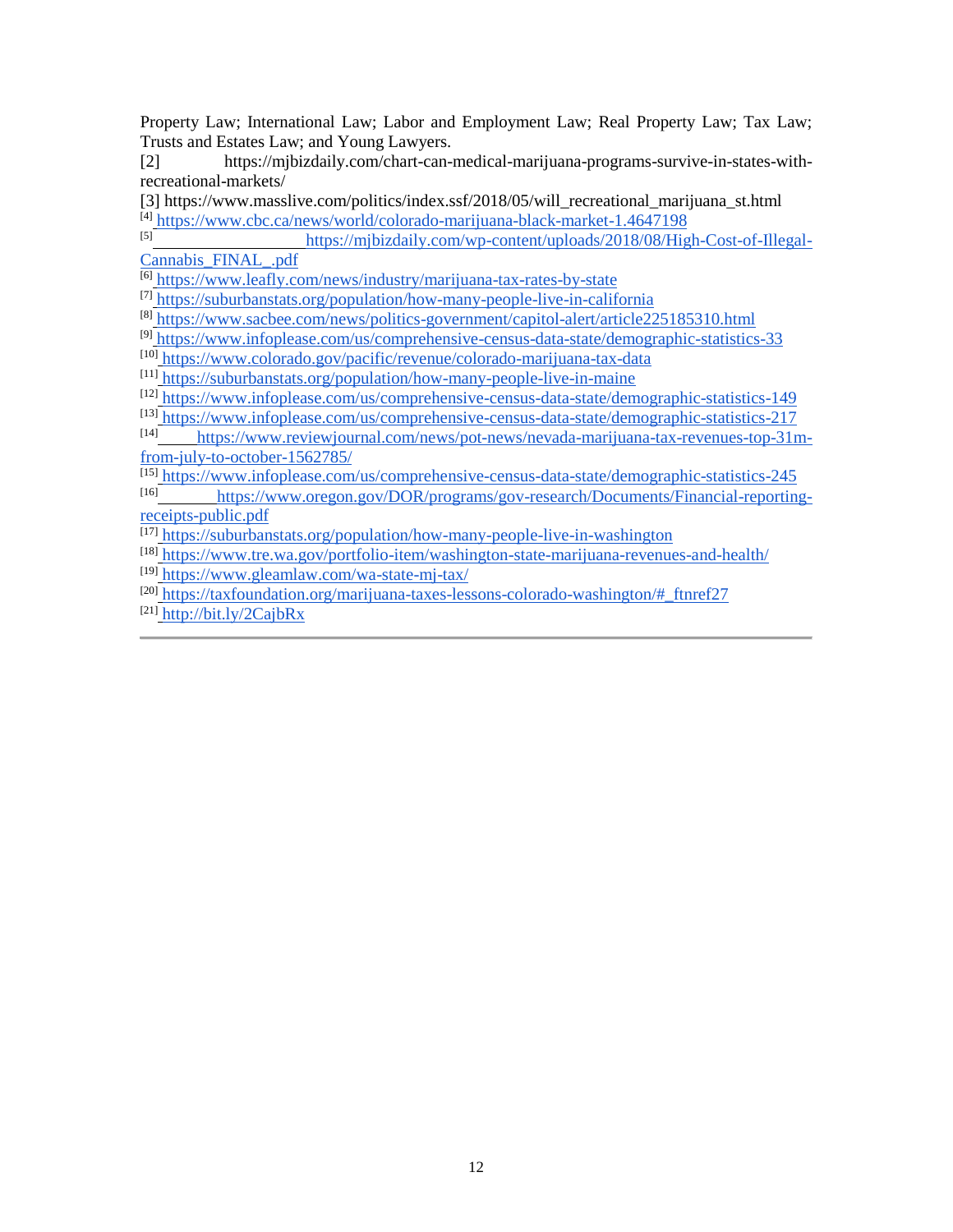Property Law; International Law; Labor and Employment Law; Real Property Law; Tax Law; Trusts and Estates Law; and Young Lawyers.

[2] https://mjbizdaily.com/chart-can-medical-marijuana-programs-survive-in-states-with-recreational-markets/

[3] https://www.masslive.com/politics/index.ssf/2018/05/will_recreational_marijuana_st.html

[4] https://www.cbc.ca/news/world/colorado-marijuana-black-market-1.4647198

[5] https://mjbizdaily.com/wp-content/uploads/2018/08/High-Cost-of-Illegal-Cannabis_FINAL_.pdf

[6] https://www.leafly.com/news/industry/marijuana-tax-rates-by-state

[7] https://suburbanstats.org/population/how-many-people-live-in-california

[8] https://www.sacbee.com/news/politics-government/capitol-alert/article225185310.html

[9] https://www.infoplease.com/us/comprehensive-census-data-state/demographic-statistics-33

[10] https://www.colorado.gov/pacific/revenue/colorado-marijuana-tax-data

[11] https://suburbanstats.org/population/how-many-people-live-in-maine

[12] https://www.infoplease.com/us/comprehensive-census-data-state/demographic-statistics-149

[13] https://www.infoplease.com/us/comprehensive-census-data-state/demographic-statistics-217

[14] https://www.reviewjournal.com/news/pot-news/nevada-marijuana-tax-revenues-top-31m-from-july-to-october-1562785/

[15] https://www.infoplease.com/us/comprehensive-census-data-state/demographic-statistics-245

[16] https://www.oregon.gov/DOR/programs/gov-research/Documents/Financial-reporting-receipts-public.pdf

[17] https://suburbanstats.org/population/how-many-people-live-in-washington

[18] https://www.tre.wa.gov/portfolio-item/washington-state-marijuana-revenues-and-health/

[19] https://www.gleamlaw.com/wa-state-mj-tax/

[20] https://taxfoundation.org/marijuana-taxes-lessons-colorado-washington/#_ftnref27

[21] http://bit.ly/2CajbRx